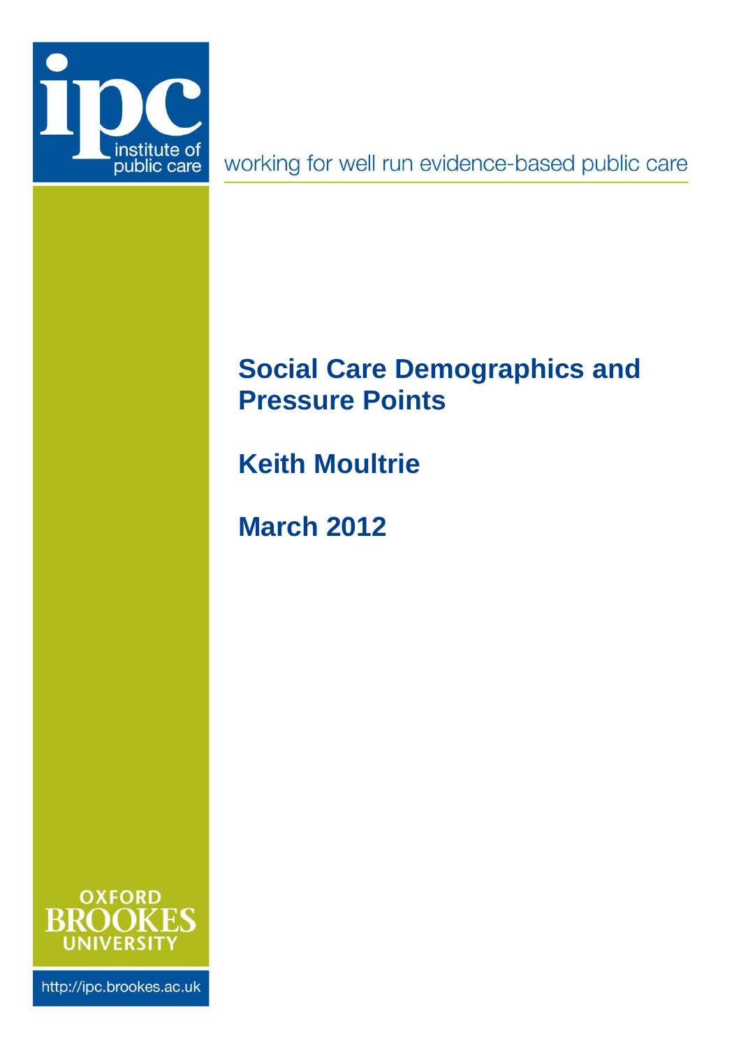ipc

institute of public care

working for well run evidence-based public care

# Social Care Demographics and Pressure Points

## Keith Moultrie

## March 2012

OXFORD BROOKES UNIVERSITY

http://ipc.brookes.ac.uk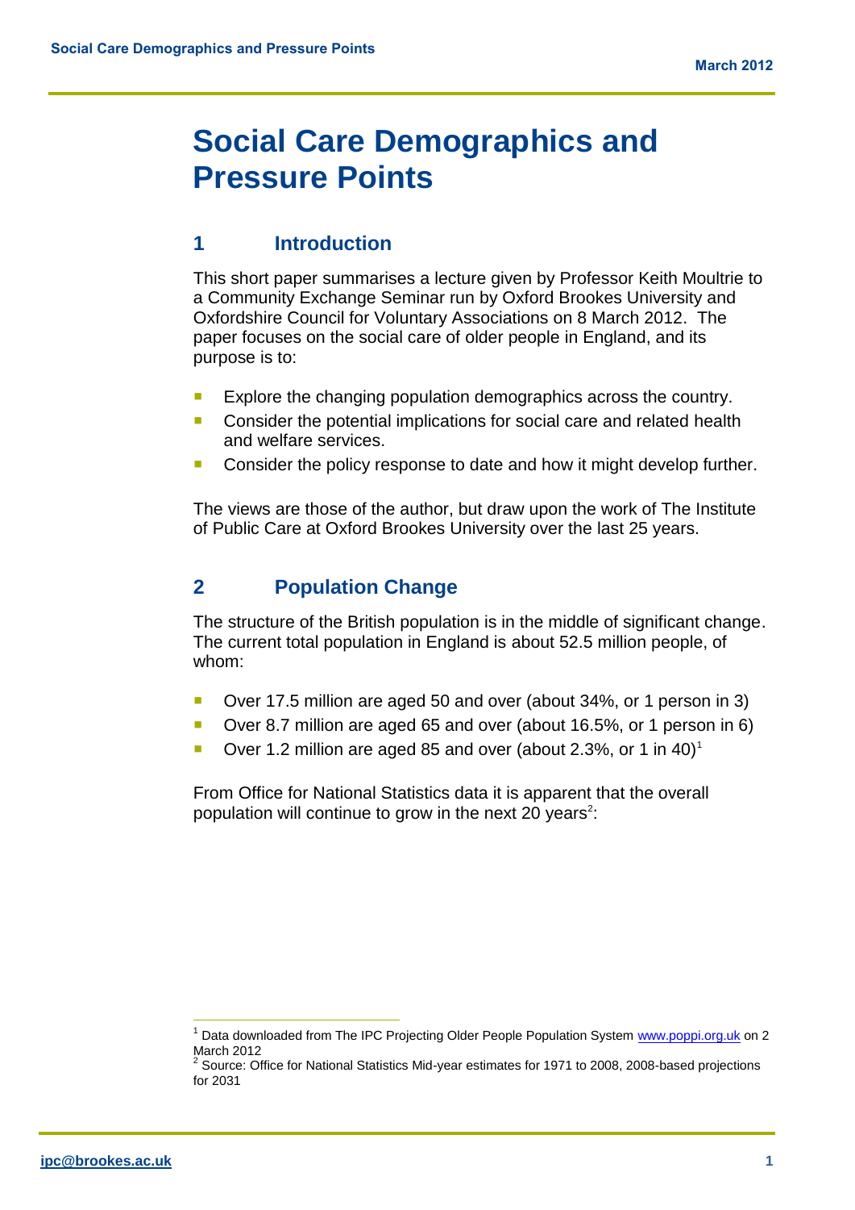# Social Care Demographics and Pressure Points

## 1 Introduction

This short paper summarises a lecture given by Professor Keith Moultrie to a Community Exchange Seminar run by Oxford Brookes University and Oxfordshire Council for Voluntary Associations on 8 March 2012. The paper focuses on the social care of older people in England, and its purpose is to:

- Explore the changing population demographics across the country.
- Consider the potential implications for social care and related health and welfare services.
- Consider the policy response to date and how it might develop further.

The views are those of the author, but draw upon the work of The Institute of Public Care at Oxford Brookes University over the last 25 years.

## 2 Population Change

The structure of the British population is in the middle of significant change. The current total population in England is about 52.5 million people, of whom:

- Over 17.5 million are aged 50 and over (about 34%, or 1 person in 3)
- Over 8.7 million are aged 65 and over (about 16.5%, or 1 person in 6)
- Over 1.2 million are aged 85 and over (about 2.3%, or 1 in 40)[1]

From Office for National Statistics data it is apparent that the overall population will continue to grow in the next 20 years[2]:

[1] Data downloaded from The IPC Projecting Older People Population System www.poppi.org.uk on 2 March 2012

[2] Source: Office for National Statistics Mid-year estimates for 1971 to 2008, 2008-based projections for 2031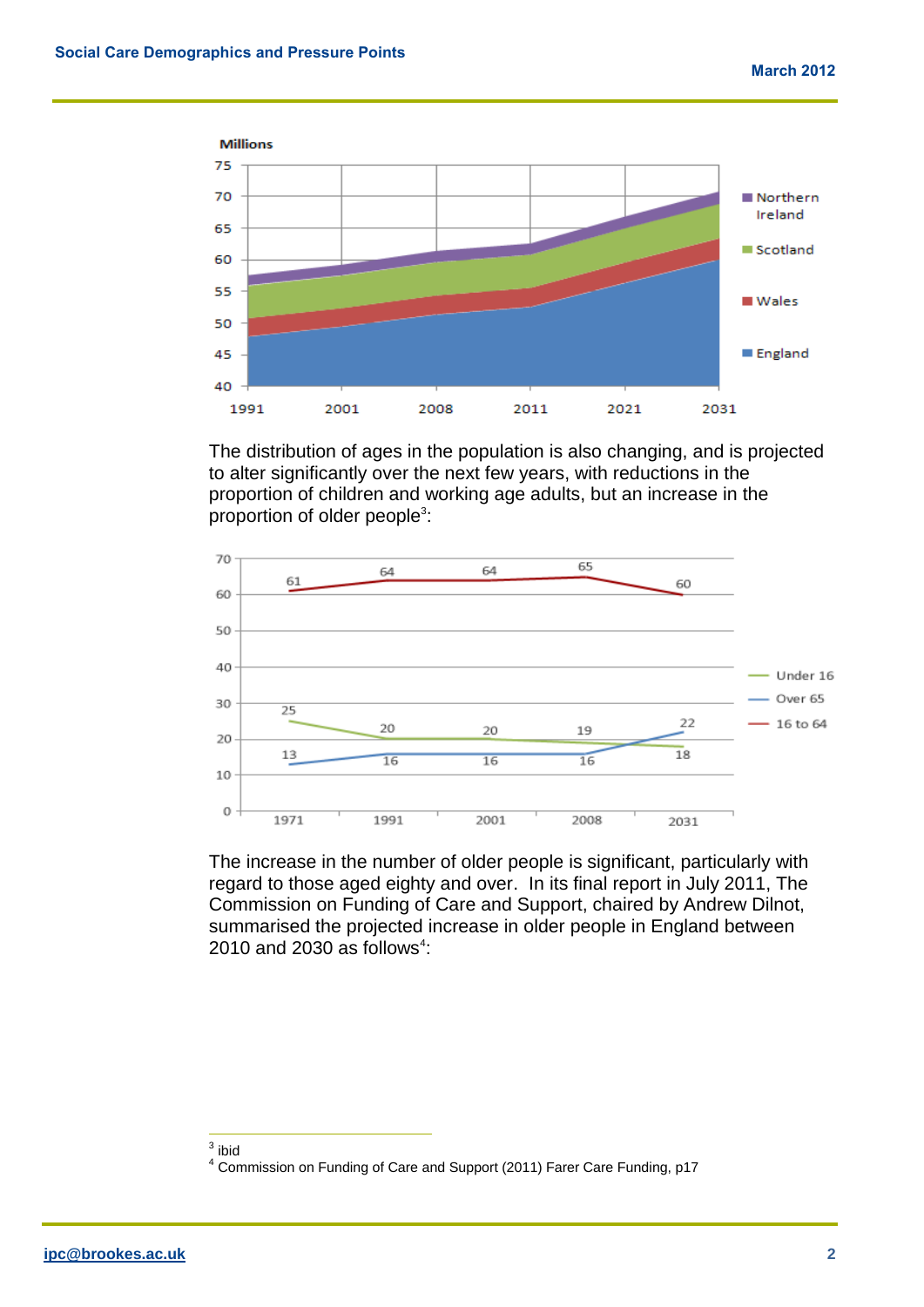The distribution of ages in the population is also changing, and is projected to alter significantly over the next few years, with reductions in the proportion of children and working age adults, but an increase in the proportion of older people[3]:

The increase in the number of older people is significant, particularly with regard to those aged eighty and over. In its final report in July 2011, The Commission on Funding of Care and Support, chaired by Andrew Dilnot, summarised the projected increase in older people in England between 2010 and 2030 as follows[4]:

---

[3] ibid

[4] Commission on Funding of Care and Support (2011) Farer Care Funding, p17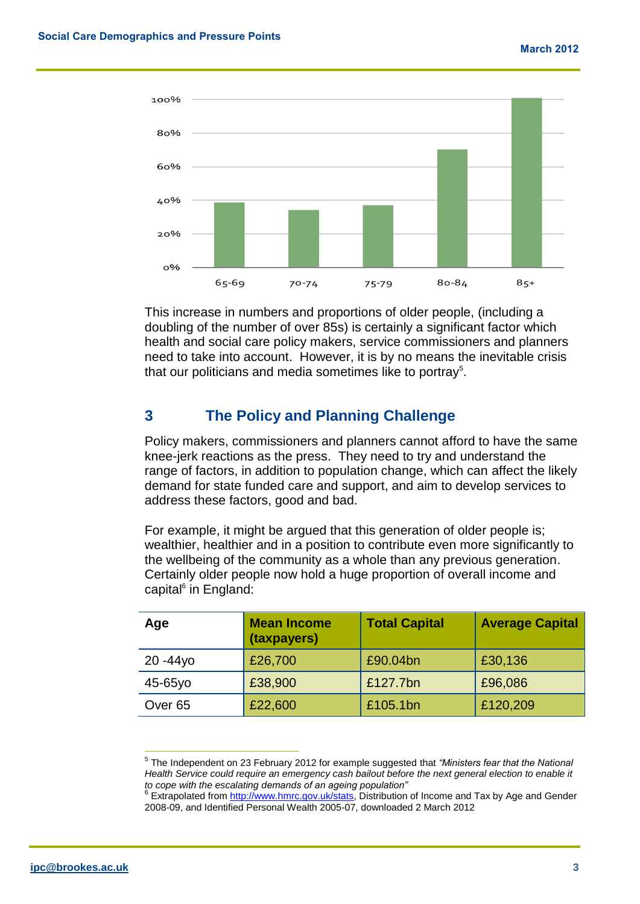This increase in numbers and proportions of older people, (including a doubling of the number of over 85s) is certainly a significant factor which health and social care policy makers, service commissioners and planners need to take into account. However, it is by no means the inevitable crisis that our politicians and media sometimes like to portray[5].

## 3 The Policy and Planning Challenge

Policy makers, commissioners and planners cannot afford to have the same knee-jerk reactions as the press. They need to try and understand the range of factors, in addition to population change, which can affect the likely demand for state funded care and support, and aim to develop services to address these factors, good and bad.

For example, it might be argued that this generation of older people is; wealthier, healthier and in a position to contribute even more significantly to the wellbeing of the community as a whole than any previous generation. Certainly older people now hold a huge proportion of overall income and capital[6] in England:

| Age | Mean Income (taxpayers) | Total Capital | Average Capital |
|---|---|---|---|
| 20 -44yo | £26,700 | £90.04bn | £30,136 |
| 45-65yo | £38,900 | £127.7bn | £96,086 |
| Over 65 | £22,600 | £105.1bn | £120,209 |

[5] The Independent on 23 February 2012 for example suggested that *"Ministers fear that the National Health Service could require an emergency cash bailout before the next general election to enable it to cope with the escalating demands of an ageing population"*

[6] Extrapolated from http://www.hmrc.gov.uk/stats, Distribution of Income and Tax by Age and Gender 2008-09, and Identified Personal Wealth 2005-07, downloaded 2 March 2012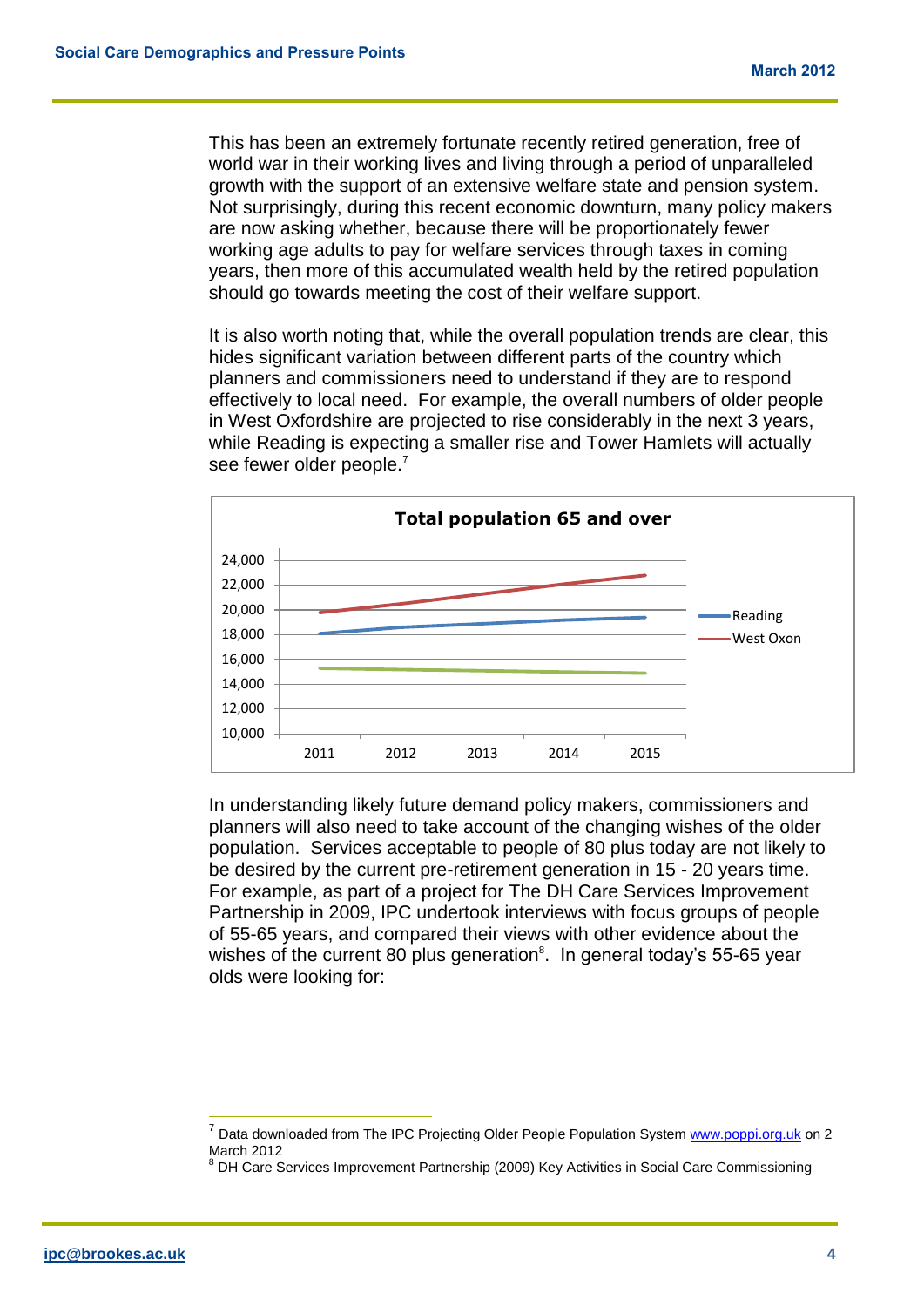This has been an extremely fortunate recently retired generation, free of world war in their working lives and living through a period of unparalleled growth with the support of an extensive welfare state and pension system. Not surprisingly, during this recent economic downturn, many policy makers are now asking whether, because there will be proportionately fewer working age adults to pay for welfare services through taxes in coming years, then more of this accumulated wealth held by the retired population should go towards meeting the cost of their welfare support.

It is also worth noting that, while the overall population trends are clear, this hides significant variation between different parts of the country which planners and commissioners need to understand if they are to respond effectively to local need. For example, the overall numbers of older people in West Oxfordshire are projected to rise considerably in the next 3 years, while Reading is expecting a smaller rise and Tower Hamlets will actually see fewer older people.[7]

**Total population 65 and over**

In understanding likely future demand policy makers, commissioners and planners will also need to take account of the changing wishes of the older population. Services acceptable to people of 80 plus today are not likely to be desired by the current pre-retirement generation in 15 - 20 years time. For example, as part of a project for The DH Care Services Improvement Partnership in 2009, IPC undertook interviews with focus groups of people of 55-65 years, and compared their views with other evidence about the wishes of the current 80 plus generation[8]. In general today's 55-65 year olds were looking for:

---

[7] Data downloaded from The IPC Projecting Older People Population System www.poppi.org.uk on 2 March 2012

[8] DH Care Services Improvement Partnership (2009) Key Activities in Social Care Commissioning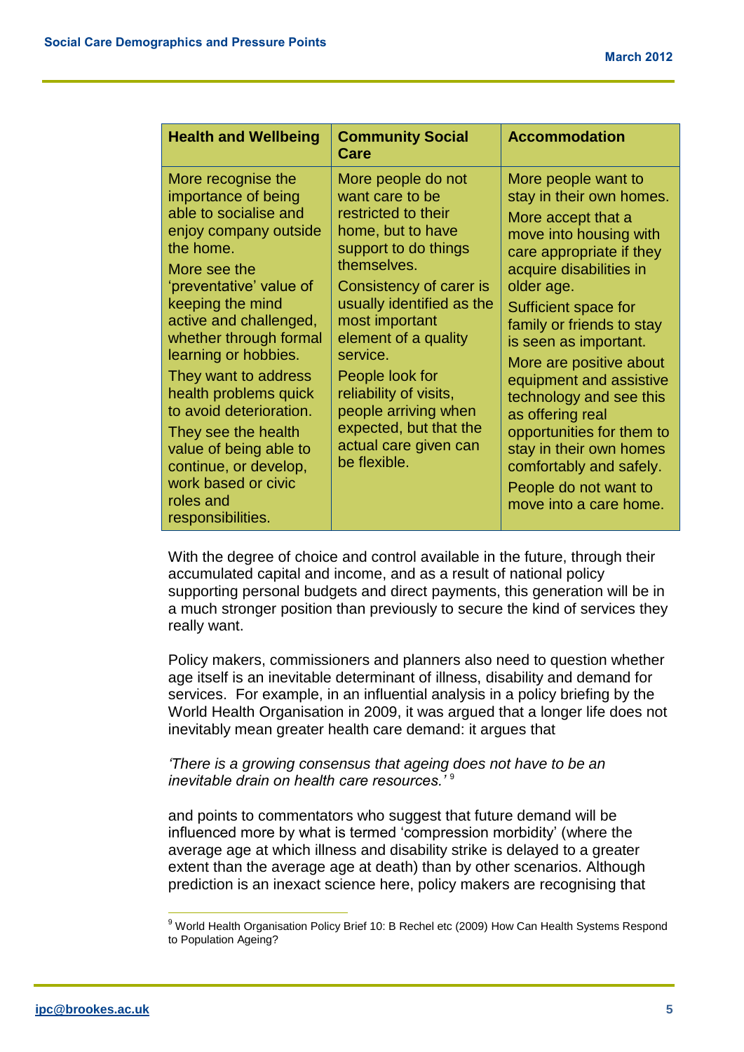| Health and Wellbeing | Community Social Care | Accommodation |
| --- | --- | --- |
| More recognise the importance of being able to socialise and enjoy company outside the home.<br>More see the 'preventative' value of keeping the mind active and challenged, whether through formal learning or hobbies.<br>They want to address health problems quick to avoid deterioration.<br>They see the health value of being able to continue, or develop, work based or civic roles and responsibilities. | More people do not want care to be restricted to their home, but to have support to do things themselves.<br>Consistency of carer is usually identified as the most important element of a quality service.<br>People look for reliability of visits, people arriving when expected, but that the actual care given can be flexible. | More people want to stay in their own homes.<br>More accept that a move into housing with care appropriate if they acquire disabilities in older age.<br>Sufficient space for family or friends to stay is seen as important.<br>More are positive about equipment and assistive technology and see this as offering real opportunities for them to stay in their own homes comfortably and safely.<br>People do not want to move into a care home. |

With the degree of choice and control available in the future, through their accumulated capital and income, and as a result of national policy supporting personal budgets and direct payments, this generation will be in a much stronger position than previously to secure the kind of services they really want.

Policy makers, commissioners and planners also need to question whether age itself is an inevitable determinant of illness, disability and demand for services. For example, in an influential analysis in a policy briefing by the World Health Organisation in 2009, it was argued that a longer life does not inevitably mean greater health care demand: it argues that

*'There is a growing consensus that ageing does not have to be an inevitable drain on health care resources.'* [9]

and points to commentators who suggest that future demand will be influenced more by what is termed 'compression morbidity' (where the average age at which illness and disability strike is delayed to a greater extent than the average age at death) than by other scenarios. Although prediction is an inexact science here, policy makers are recognising that

---

[9] World Health Organisation Policy Brief 10: B Rechel etc (2009) How Can Health Systems Respond to Population Ageing?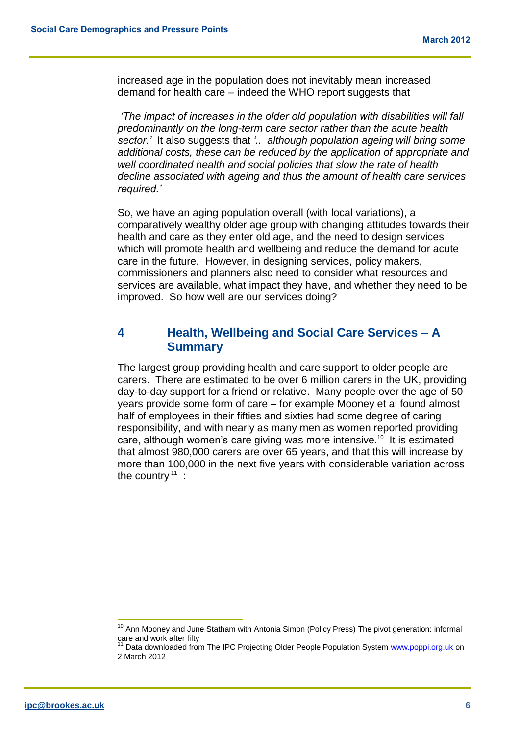increased age in the population does not inevitably mean increased demand for health care – indeed the WHO report suggests that

*'The impact of increases in the older old population with disabilities will fall predominantly on the long-term care sector rather than the acute health sector.'* It also suggests that *'.. although population ageing will bring some additional costs, these can be reduced by the application of appropriate and well coordinated health and social policies that slow the rate of health decline associated with ageing and thus the amount of health care services required.'*

So, we have an aging population overall (with local variations), a comparatively wealthy older age group with changing attitudes towards their health and care as they enter old age, and the need to design services which will promote health and wellbeing and reduce the demand for acute care in the future. However, in designing services, policy makers, commissioners and planners also need to consider what resources and services are available, what impact they have, and whether they need to be improved. So how well are our services doing?

## 4 Health, Wellbeing and Social Care Services – A Summary

The largest group providing health and care support to older people are carers. There are estimated to be over 6 million carers in the UK, providing day-to-day support for a friend or relative. Many people over the age of 50 years provide some form of care – for example Mooney et al found almost half of employees in their fifties and sixties had some degree of caring responsibility, and with nearly as many men as women reported providing care, although women's care giving was more intensive.[10] It is estimated that almost 980,000 carers are over 65 years, and that this will increase by more than 100,000 in the next five years with considerable variation across the country[11] :

[10] Ann Mooney and June Statham with Antonia Simon (Policy Press) The pivot generation: informal care and work after fifty

[11] Data downloaded from The IPC Projecting Older People Population System www.poppi.org.uk on 2 March 2012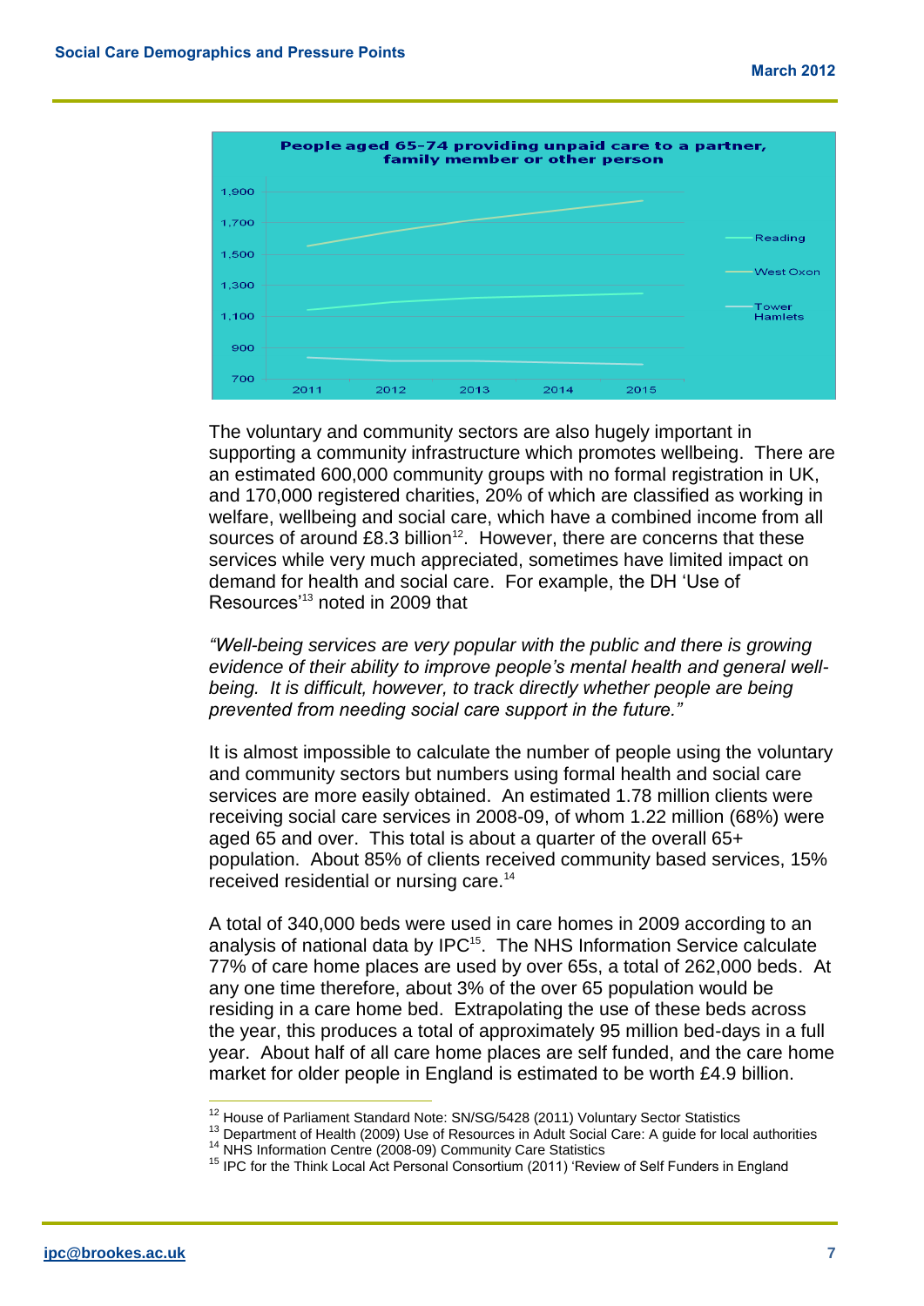**People aged 65-74 providing unpaid care to a partner, family member or other person**

The voluntary and community sectors are also hugely important in supporting a community infrastructure which promotes wellbeing. There are an estimated 600,000 community groups with no formal registration in UK, and 170,000 registered charities, 20% of which are classified as working in welfare, wellbeing and social care, which have a combined income from all sources of around £8.3 billion[12]. However, there are concerns that these services while very much appreciated, sometimes have limited impact on demand for health and social care. For example, the DH 'Use of Resources'[13] noted in 2009 that

*"Well-being services are very popular with the public and there is growing evidence of their ability to improve people's mental health and general well-being. It is difficult, however, to track directly whether people are being prevented from needing social care support in the future."*

It is almost impossible to calculate the number of people using the voluntary and community sectors but numbers using formal health and social care services are more easily obtained. An estimated 1.78 million clients were receiving social care services in 2008-09, of whom 1.22 million (68%) were aged 65 and over. This total is about a quarter of the overall 65+ population. About 85% of clients received community based services, 15% received residential or nursing care.[14]

A total of 340,000 beds were used in care homes in 2009 according to an analysis of national data by IPC[15]. The NHS Information Service calculate 77% of care home places are used by over 65s, a total of 262,000 beds. At any one time therefore, about 3% of the over 65 population would be residing in a care home bed. Extrapolating the use of these beds across the year, this produces a total of approximately 95 million bed-days in a full year. About half of all care home places are self funded, and the care home market for older people in England is estimated to be worth £4.9 billion.

---

[12] House of Parliament Standard Note: SN/SG/5428 (2011) Voluntary Sector Statistics

[13] Department of Health (2009) Use of Resources in Adult Social Care: A guide for local authorities

[14] NHS Information Centre (2008-09) Community Care Statistics

[15] IPC for the Think Local Act Personal Consortium (2011) 'Review of Self Funders in England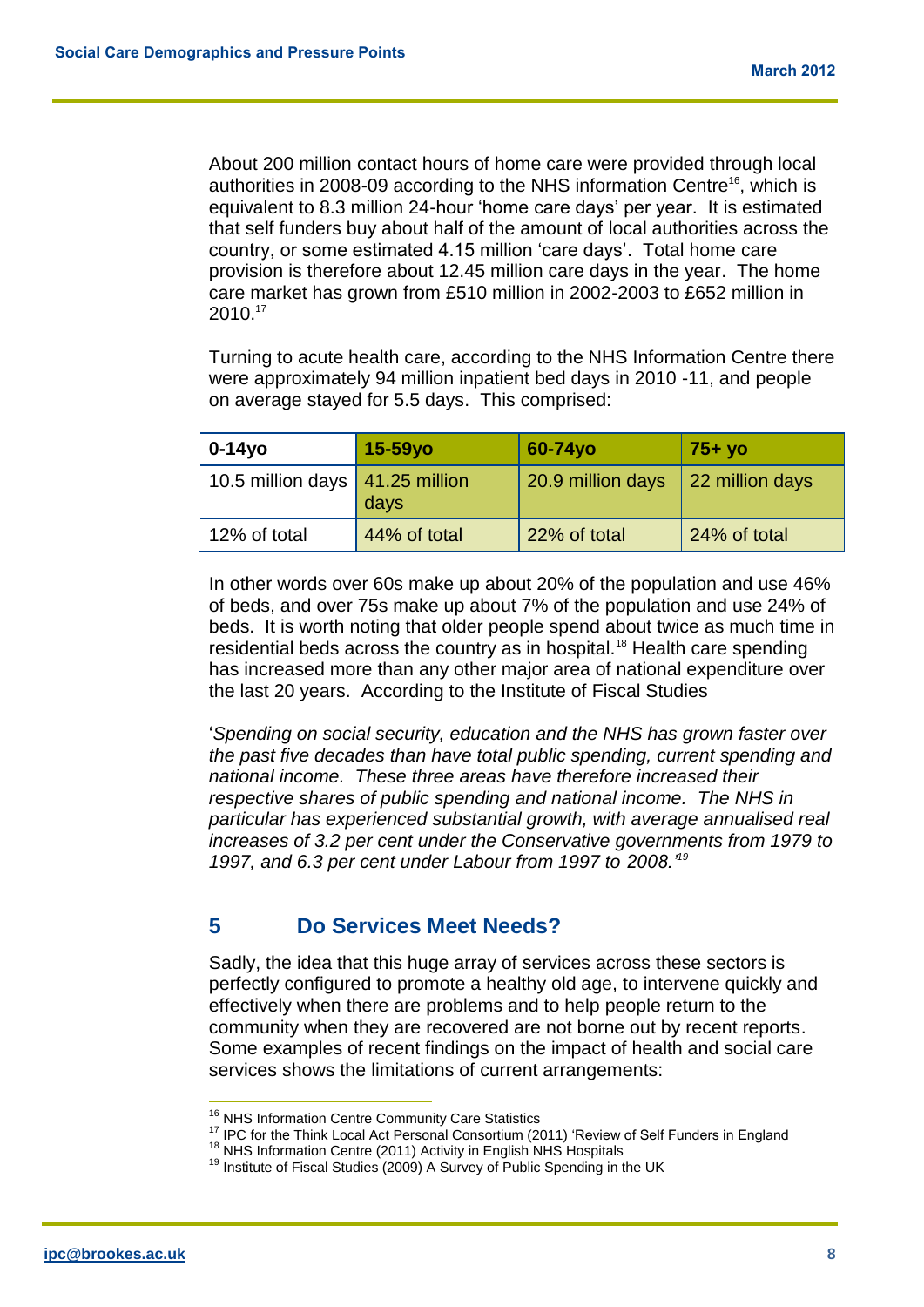About 200 million contact hours of home care were provided through local authorities in 2008-09 according to the NHS information Centre[16], which is equivalent to 8.3 million 24-hour 'home care days' per year. It is estimated that self funders buy about half of the amount of local authorities across the country, or some estimated 4.15 million 'care days'. Total home care provision is therefore about 12.45 million care days in the year. The home care market has grown from £510 million in 2002-2003 to £652 million in 2010.[17]

Turning to acute health care, according to the NHS Information Centre there were approximately 94 million inpatient bed days in 2010 -11, and people on average stayed for 5.5 days. This comprised:

| 0-14yo | 15-59yo | 60-74yo | 75+ yo |
|---|---|---|---|
| 10.5 million days | 41.25 million days | 20.9 million days | 22 million days |
| 12% of total | 44% of total | 22% of total | 24% of total |

In other words over 60s make up about 20% of the population and use 46% of beds, and over 75s make up about 7% of the population and use 24% of beds. It is worth noting that older people spend about twice as much time in residential beds across the country as in hospital.[18] Health care spending has increased more than any other major area of national expenditure over the last 20 years. According to the Institute of Fiscal Studies

'*Spending on social security, education and the NHS has grown faster over the past five decades than have total public spending, current spending and national income. These three areas have therefore increased their respective shares of public spending and national income. The NHS in particular has experienced substantial growth, with average annualised real increases of 3.2 per cent under the Conservative governments from 1979 to 1997, and 6.3 per cent under Labour from 1997 to 2008.*'[19]

## 5 Do Services Meet Needs?

Sadly, the idea that this huge array of services across these sectors is perfectly configured to promote a healthy old age, to intervene quickly and effectively when there are problems and to help people return to the community when they are recovered are not borne out by recent reports. Some examples of recent findings on the impact of health and social care services shows the limitations of current arrangements:

---

[16] NHS Information Centre Community Care Statistics

[17] IPC for the Think Local Act Personal Consortium (2011) 'Review of Self Funders in England

[18] NHS Information Centre (2011) Activity in English NHS Hospitals

[19] Institute of Fiscal Studies (2009) A Survey of Public Spending in the UK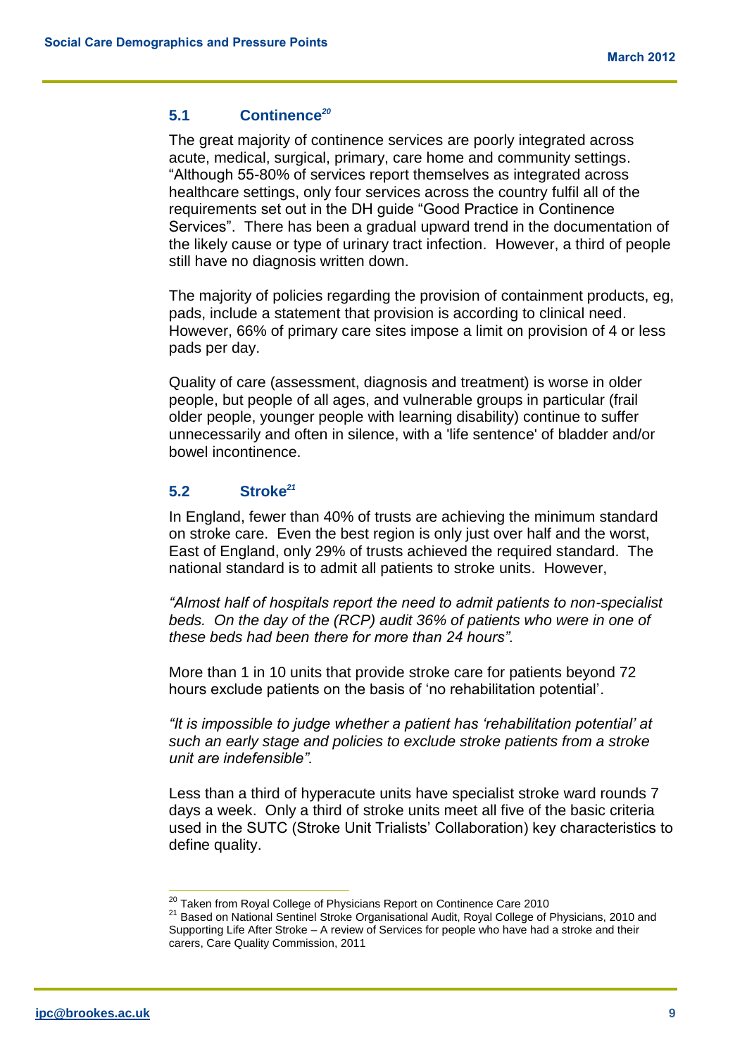### 5.1 Continence[20]

The great majority of continence services are poorly integrated across acute, medical, surgical, primary, care home and community settings. "Although 55-80% of services report themselves as integrated across healthcare settings, only four services across the country fulfil all of the requirements set out in the DH guide "Good Practice in Continence Services". There has been a gradual upward trend in the documentation of the likely cause or type of urinary tract infection. However, a third of people still have no diagnosis written down.

The majority of policies regarding the provision of containment products, eg, pads, include a statement that provision is according to clinical need. However, 66% of primary care sites impose a limit on provision of 4 or less pads per day.

Quality of care (assessment, diagnosis and treatment) is worse in older people, but people of all ages, and vulnerable groups in particular (frail older people, younger people with learning disability) continue to suffer unnecessarily and often in silence, with a 'life sentence' of bladder and/or bowel incontinence.

### 5.2 Stroke[21]

In England, fewer than 40% of trusts are achieving the minimum standard on stroke care. Even the best region is only just over half and the worst, East of England, only 29% of trusts achieved the required standard. The national standard is to admit all patients to stroke units. However,

*"Almost half of hospitals report the need to admit patients to non-specialist beds. On the day of the (RCP) audit 36% of patients who were in one of these beds had been there for more than 24 hours".*

More than 1 in 10 units that provide stroke care for patients beyond 72 hours exclude patients on the basis of 'no rehabilitation potential'.

*"It is impossible to judge whether a patient has 'rehabilitation potential' at such an early stage and policies to exclude stroke patients from a stroke unit are indefensible".*

Less than a third of hyperacute units have specialist stroke ward rounds 7 days a week. Only a third of stroke units meet all five of the basic criteria used in the SUTC (Stroke Unit Trialists' Collaboration) key characteristics to define quality.

---

[20] Taken from Royal College of Physicians Report on Continence Care 2010

[21] Based on National Sentinel Stroke Organisational Audit, Royal College of Physicians, 2010 and Supporting Life After Stroke – A review of Services for people who have had a stroke and their carers, Care Quality Commission, 2011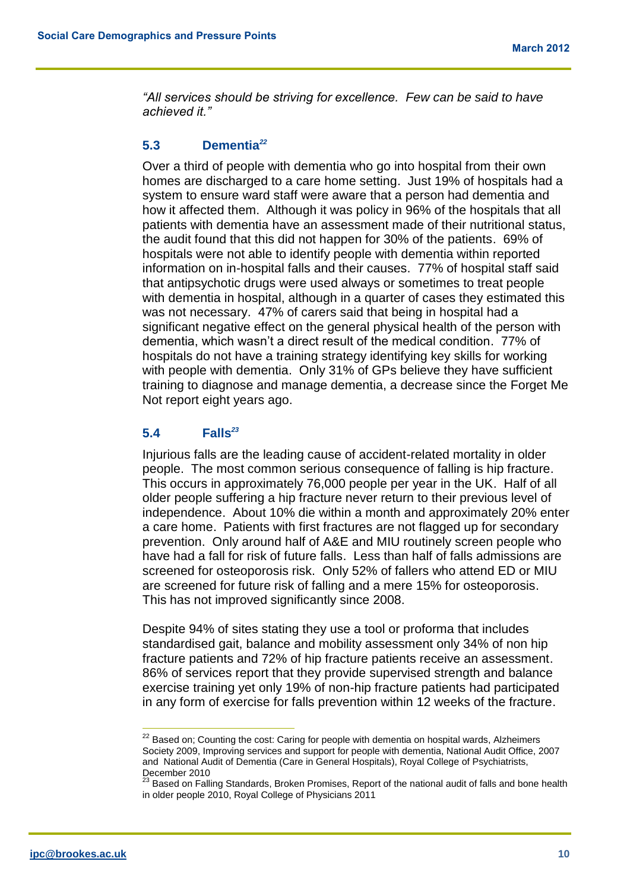*"All services should be striving for excellence. Few can be said to have achieved it."*

### 5.3 Dementia[22]

Over a third of people with dementia who go into hospital from their own homes are discharged to a care home setting. Just 19% of hospitals had a system to ensure ward staff were aware that a person had dementia and how it affected them. Although it was policy in 96% of the hospitals that all patients with dementia have an assessment made of their nutritional status, the audit found that this did not happen for 30% of the patients. 69% of hospitals were not able to identify people with dementia within reported information on in-hospital falls and their causes. 77% of hospital staff said that antipsychotic drugs were used always or sometimes to treat people with dementia in hospital, although in a quarter of cases they estimated this was not necessary. 47% of carers said that being in hospital had a significant negative effect on the general physical health of the person with dementia, which wasn't a direct result of the medical condition. 77% of hospitals do not have a training strategy identifying key skills for working with people with dementia. Only 31% of GPs believe they have sufficient training to diagnose and manage dementia, a decrease since the Forget Me Not report eight years ago.

### 5.4 Falls[23]

Injurious falls are the leading cause of accident-related mortality in older people. The most common serious consequence of falling is hip fracture. This occurs in approximately 76,000 people per year in the UK. Half of all older people suffering a hip fracture never return to their previous level of independence. About 10% die within a month and approximately 20% enter a care home. Patients with first fractures are not flagged up for secondary prevention. Only around half of A&E and MIU routinely screen people who have had a fall for risk of future falls. Less than half of falls admissions are screened for osteoporosis risk. Only 52% of fallers who attend ED or MIU are screened for future risk of falling and a mere 15% for osteoporosis. This has not improved significantly since 2008.

Despite 94% of sites stating they use a tool or proforma that includes standardised gait, balance and mobility assessment only 34% of non hip fracture patients and 72% of hip fracture patients receive an assessment. 86% of services report that they provide supervised strength and balance exercise training yet only 19% of non-hip fracture patients had participated in any form of exercise for falls prevention within 12 weeks of the fracture.

---

[22] Based on; Counting the cost: Caring for people with dementia on hospital wards, Alzheimers Society 2009, Improving services and support for people with dementia, National Audit Office, 2007 and National Audit of Dementia (Care in General Hospitals), Royal College of Psychiatrists, December 2010

[23] Based on Falling Standards, Broken Promises, Report of the national audit of falls and bone health in older people 2010, Royal College of Physicians 2011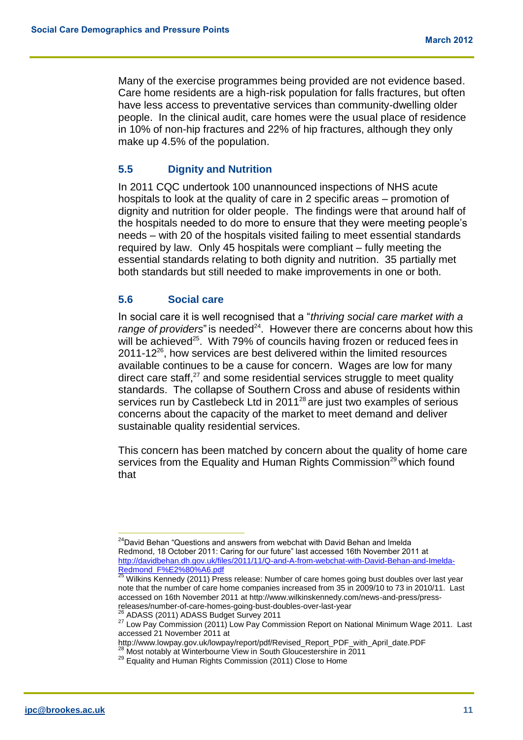Many of the exercise programmes being provided are not evidence based. Care home residents are a high-risk population for falls fractures, but often have less access to preventative services than community-dwelling older people. In the clinical audit, care homes were the usual place of residence in 10% of non-hip fractures and 22% of hip fractures, although they only make up 4.5% of the population.

### 5.5 Dignity and Nutrition

In 2011 CQC undertook 100 unannounced inspections of NHS acute hospitals to look at the quality of care in 2 specific areas – promotion of dignity and nutrition for older people. The findings were that around half of the hospitals needed to do more to ensure that they were meeting people's needs – with 20 of the hospitals visited failing to meet essential standards required by law. Only 45 hospitals were compliant – fully meeting the essential standards relating to both dignity and nutrition. 35 partially met both standards but still needed to make improvements in one or both.

### 5.6 Social care

In social care it is well recognised that a "*thriving social care market with a range of providers*" is needed[24]. However there are concerns about how this will be achieved[25]. With 79% of councils having frozen or reduced fees in 2011-12[26], how services are best delivered within the limited resources available continues to be a cause for concern. Wages are low for many direct care staff,[27] and some residential services struggle to meet quality standards. The collapse of Southern Cross and abuse of residents within services run by Castlebeck Ltd in 2011[28] are just two examples of serious concerns about the capacity of the market to meet demand and deliver sustainable quality residential services.

This concern has been matched by concern about the quality of home care services from the Equality and Human Rights Commission[29] which found that

---

[24] David Behan "Questions and answers from webchat with David Behan and Imelda Redmond, 18 October 2011: Caring for our future" last accessed 16th November 2011 at http://davidbehan.dh.gov.uk/files/2011/11/Q-and-A-from-webchat-with-David-Behan-and-Imelda-Redmond_F%E2%80%A6.pdf

[25] Wilkins Kennedy (2011) Press release: Number of care homes going bust doubles over last year note that the number of care home companies increased from 35 in 2009/10 to 73 in 2010/11. Last accessed on 16th November 2011 at http://www.wilkinskennedy.com/news-and-press/press-releases/number-of-care-homes-going-bust-doubles-over-last-year

[26] ADASS (2011) ADASS Budget Survey 2011

[27] Low Pay Commission (2011) Low Pay Commission Report on National Minimum Wage 2011. Last accessed 21 November 2011 at http://www.lowpay.gov.uk/lowpay/report/pdf/Revised_Report_PDF_with_April_date.PDF

[28] Most notably at Winterbourne View in South Gloucestershire in 2011

[29] Equality and Human Rights Commission (2011) Close to Home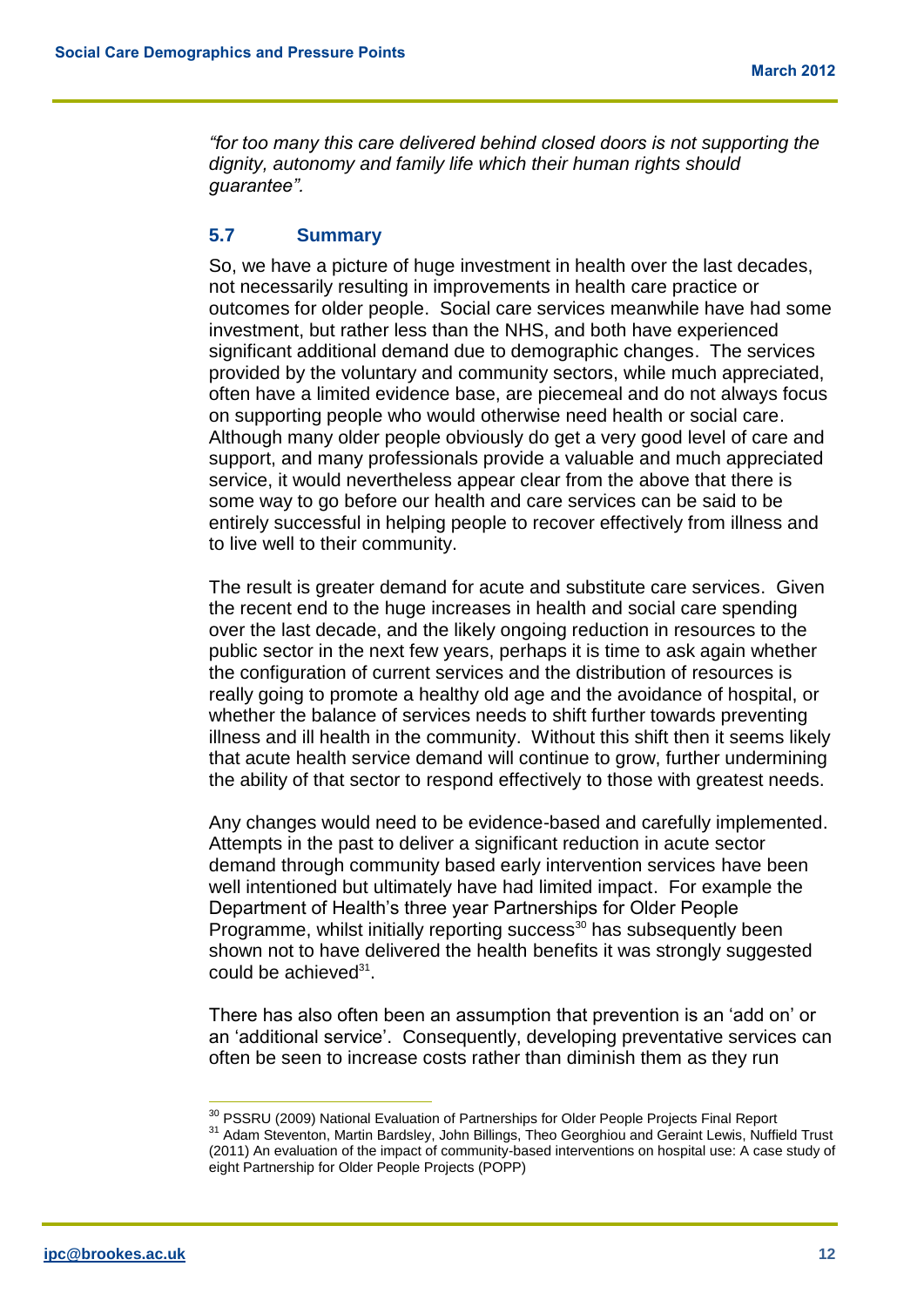*"for too many this care delivered behind closed doors is not supporting the dignity, autonomy and family life which their human rights should guarantee".*

### 5.7 Summary

So, we have a picture of huge investment in health over the last decades, not necessarily resulting in improvements in health care practice or outcomes for older people. Social care services meanwhile have had some investment, but rather less than the NHS, and both have experienced significant additional demand due to demographic changes. The services provided by the voluntary and community sectors, while much appreciated, often have a limited evidence base, are piecemeal and do not always focus on supporting people who would otherwise need health or social care. Although many older people obviously do get a very good level of care and support, and many professionals provide a valuable and much appreciated service, it would nevertheless appear clear from the above that there is some way to go before our health and care services can be said to be entirely successful in helping people to recover effectively from illness and to live well to their community.

The result is greater demand for acute and substitute care services. Given the recent end to the huge increases in health and social care spending over the last decade, and the likely ongoing reduction in resources to the public sector in the next few years, perhaps it is time to ask again whether the configuration of current services and the distribution of resources is really going to promote a healthy old age and the avoidance of hospital, or whether the balance of services needs to shift further towards preventing illness and ill health in the community. Without this shift then it seems likely that acute health service demand will continue to grow, further undermining the ability of that sector to respond effectively to those with greatest needs.

Any changes would need to be evidence-based and carefully implemented. Attempts in the past to deliver a significant reduction in acute sector demand through community based early intervention services have been well intentioned but ultimately have had limited impact. For example the Department of Health's three year Partnerships for Older People Programme, whilst initially reporting success[30] has subsequently been shown not to have delivered the health benefits it was strongly suggested could be achieved[31].

There has also often been an assumption that prevention is an 'add on' or an 'additional service'. Consequently, developing preventative services can often be seen to increase costs rather than diminish them as they run

---

[30] PSSRU (2009) National Evaluation of Partnerships for Older People Projects Final Report

[31] Adam Steventon, Martin Bardsley, John Billings, Theo Georghiou and Geraint Lewis, Nuffield Trust (2011) An evaluation of the impact of community-based interventions on hospital use: A case study of eight Partnership for Older People Projects (POPP)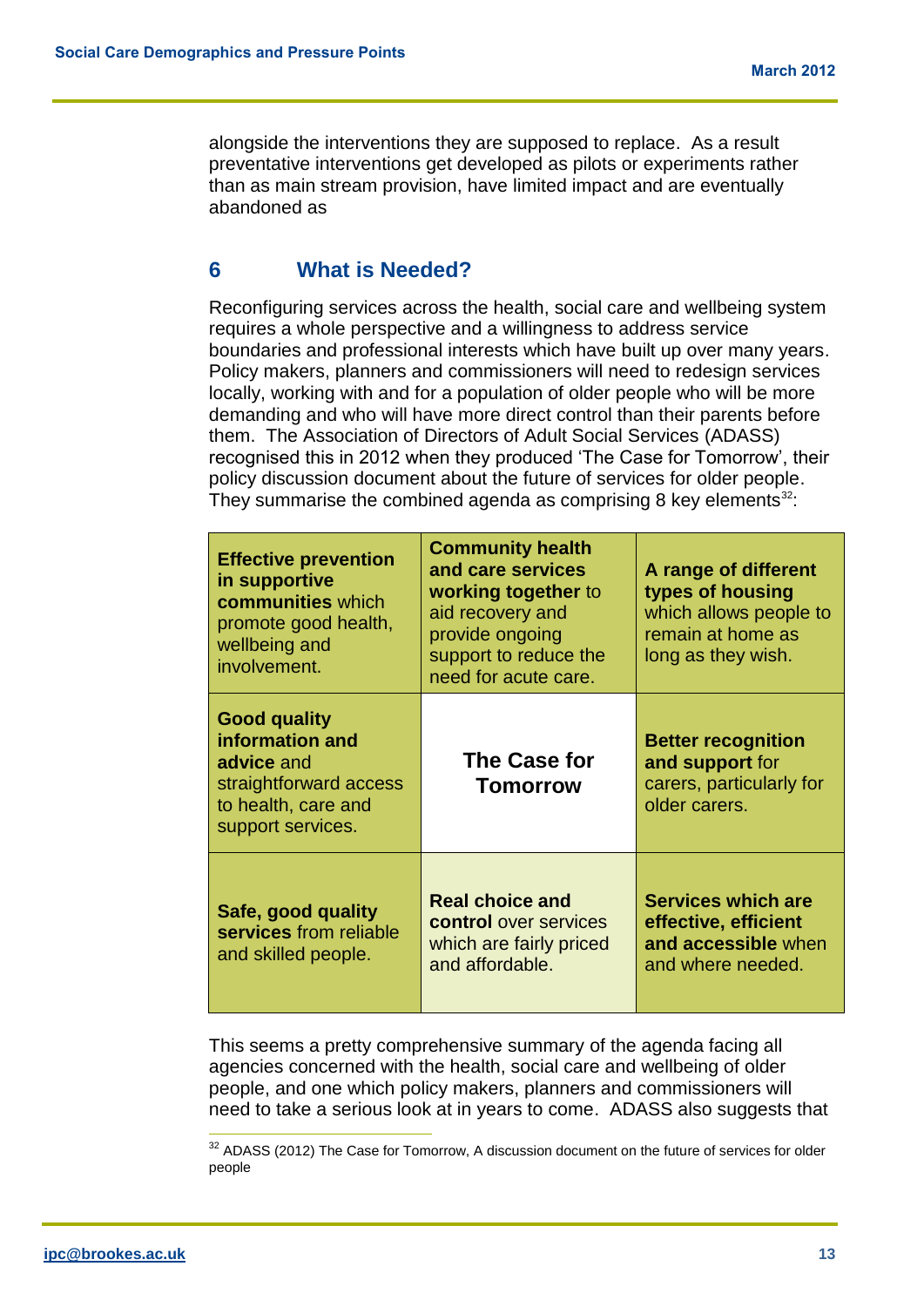alongside the interventions they are supposed to replace.  As a result preventative interventions get developed as pilots or experiments rather than as main stream provision, have limited impact and are eventually abandoned as

## 6 What is Needed?

Reconfiguring services across the health, social care and wellbeing system requires a whole perspective and a willingness to address service boundaries and professional interests which have built up over many years. Policy makers, planners and commissioners will need to redesign services locally, working with and for a population of older people who will be more demanding and who will have more direct control than their parents before them.  The Association of Directors of Adult Social Services (ADASS) recognised this in 2012 when they produced 'The Case for Tomorrow', their policy discussion document about the future of services for older people. They summarise the combined agenda as comprising 8 key elements[32]:

| | | |
|---|---|---|
| **Effective prevention in supportive communities** which promote good health, wellbeing and involvement. | **Community health and care services working together** to aid recovery and provide ongoing support to reduce the need for acute care. | **A range of different types of housing** which allows people to remain at home as long as they wish. |
| **Good quality information and advice** and straightforward access to health, care and support services. | **The Case for Tomorrow** | **Better recognition and support** for carers, particularly for older carers. |
| **Safe, good quality services** from reliable and skilled people. | **Real choice and control** over services which are fairly priced and affordable. | **Services which are effective, efficient and accessible** when and where needed. |

This seems a pretty comprehensive summary of the agenda facing all agencies concerned with the health, social care and wellbeing of older people, and one which policy makers, planners and commissioners will need to take a serious look at in years to come.  ADASS also suggests that

[32] ADASS (2012) The Case for Tomorrow, A discussion document on the future of services for older people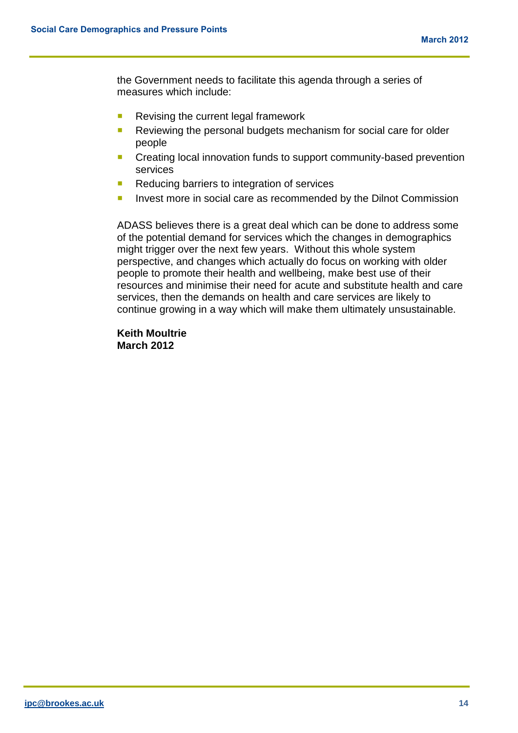the Government needs to facilitate this agenda through a series of measures which include:

- Revising the current legal framework
- Reviewing the personal budgets mechanism for social care for older people
- Creating local innovation funds to support community-based prevention services
- Reducing barriers to integration of services
- Invest more in social care as recommended by the Dilnot Commission

ADASS believes there is a great deal which can be done to address some of the potential demand for services which the changes in demographics might trigger over the next few years. Without this whole system perspective, and changes which actually do focus on working with older people to promote their health and wellbeing, make best use of their resources and minimise their need for acute and substitute health and care services, then the demands on health and care services are likely to continue growing in a way which will make them ultimately unsustainable.

**Keith Moultrie**
**March 2012**